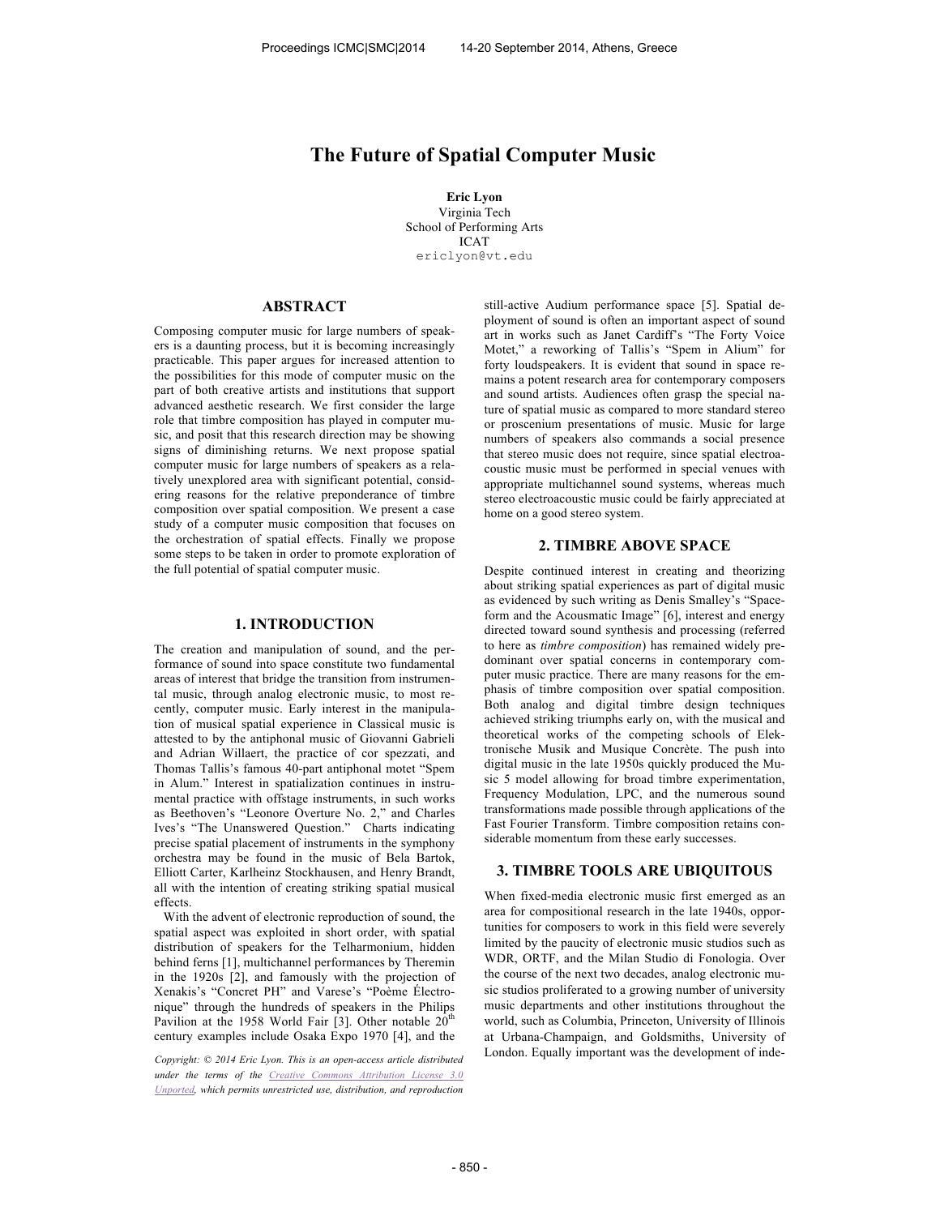# The Future of Spatial Computer Music

**Eric Lyon**
Virginia Tech
School of Performing Arts
ICAT
ericlyon@vt.edu

## ABSTRACT

Composing computer music for large numbers of speakers is a daunting process, but it is becoming increasingly practicable. This paper argues for increased attention to the possibilities for this mode of computer music on the part of both creative artists and institutions that support advanced aesthetic research. We first consider the large role that timbre composition has played in computer music, and posit that this research direction may be showing signs of diminishing returns. We next propose spatial computer music for large numbers of speakers as a relatively unexplored area with significant potential, considering reasons for the relative preponderance of timbre composition over spatial composition. We present a case study of a computer music composition that focuses on the orchestration of spatial effects. Finally we propose some steps to be taken in order to promote exploration of the full potential of spatial computer music.

## 1. INTRODUCTION

The creation and manipulation of sound, and the performance of sound into space constitute two fundamental areas of interest that bridge the transition from instrumental music, through analog electronic music, to most recently, computer music. Early interest in the manipulation of musical spatial experience in Classical music is attested to by the antiphonal music of Giovanni Gabrieli and Adrian Willaert, the practice of cor spezzati, and Thomas Tallis's famous 40-part antiphonal motet "Spem in Alum." Interest in spatialization continues in instrumental practice with offstage instruments, in such works as Beethoven's "Leonore Overture No. 2," and Charles Ives's "The Unanswered Question." Charts indicating precise spatial placement of instruments in the symphony orchestra may be found in the music of Bela Bartok, Elliott Carter, Karlheinz Stockhausen, and Henry Brandt, all with the intention of creating striking spatial musical effects.

With the advent of electronic reproduction of sound, the spatial aspect was exploited in short order, with spatial distribution of speakers for the Telharmonium, hidden behind ferns [1], multichannel performances by Theremin in the 1920s [2], and famously with the projection of Xenakis's "Concret PH" and Varese's "Poème Électronique" through the hundreds of speakers in the Philips Pavilion at the 1958 World Fair [3]. Other notable 20th century examples include Osaka Expo 1970 [4], and the still-active Audium performance space [5]. Spatial deployment of sound is often an important aspect of sound art in works such as Janet Cardiff's "The Forty Voice Motet," a reworking of Tallis's "Spem in Alium" for forty loudspeakers. It is evident that sound in space remains a potent research area for contemporary composers and sound artists. Audiences often grasp the special nature of spatial music as compared to more standard stereo or proscenium presentations of music. Music for large numbers of speakers also commands a social presence that stereo music does not require, since spatial electroacoustic music must be performed in special venues with appropriate multichannel sound systems, whereas much stereo electroacoustic music could be fairly appreciated at home on a good stereo system.

*Copyright: © 2014 Eric Lyon. This is an open-access article distributed under the terms of the Creative Commons Attribution License 3.0 Unported, which permits unrestricted use, distribution, and reproduction*

## 2. TIMBRE ABOVE SPACE

Despite continued interest in creating and theorizing about striking spatial experiences as part of digital music as evidenced by such writing as Denis Smalley's "Spaceform and the Acousmatic Image" [6], interest and energy directed toward sound synthesis and processing (referred to here as *timbre composition*) has remained widely predominant over spatial concerns in contemporary computer music practice. There are many reasons for the emphasis of timbre composition over spatial composition. Both analog and digital timbre design techniques achieved striking triumphs early on, with the musical and theoretical works of the competing schools of Elektronische Musik and Musique Concrète. The push into digital music in the late 1950s quickly produced the Music 5 model allowing for broad timbre experimentation, Frequency Modulation, LPC, and the numerous sound transformations made possible through applications of the Fast Fourier Transform. Timbre composition retains considerable momentum from these early successes.

## 3. TIMBRE TOOLS ARE UBIQUITOUS

When fixed-media electronic music first emerged as an area for compositional research in the late 1940s, opportunities for composers to work in this field were severely limited by the paucity of electronic music studios such as WDR, ORTF, and the Milan Studio di Fonologia. Over the course of the next two decades, analog electronic music studios proliferated to a growing number of university music departments and other institutions throughout the world, such as Columbia, Princeton, University of Illinois at Urbana-Champaign, and Goldsmiths, University of London. Equally important was the development of inde-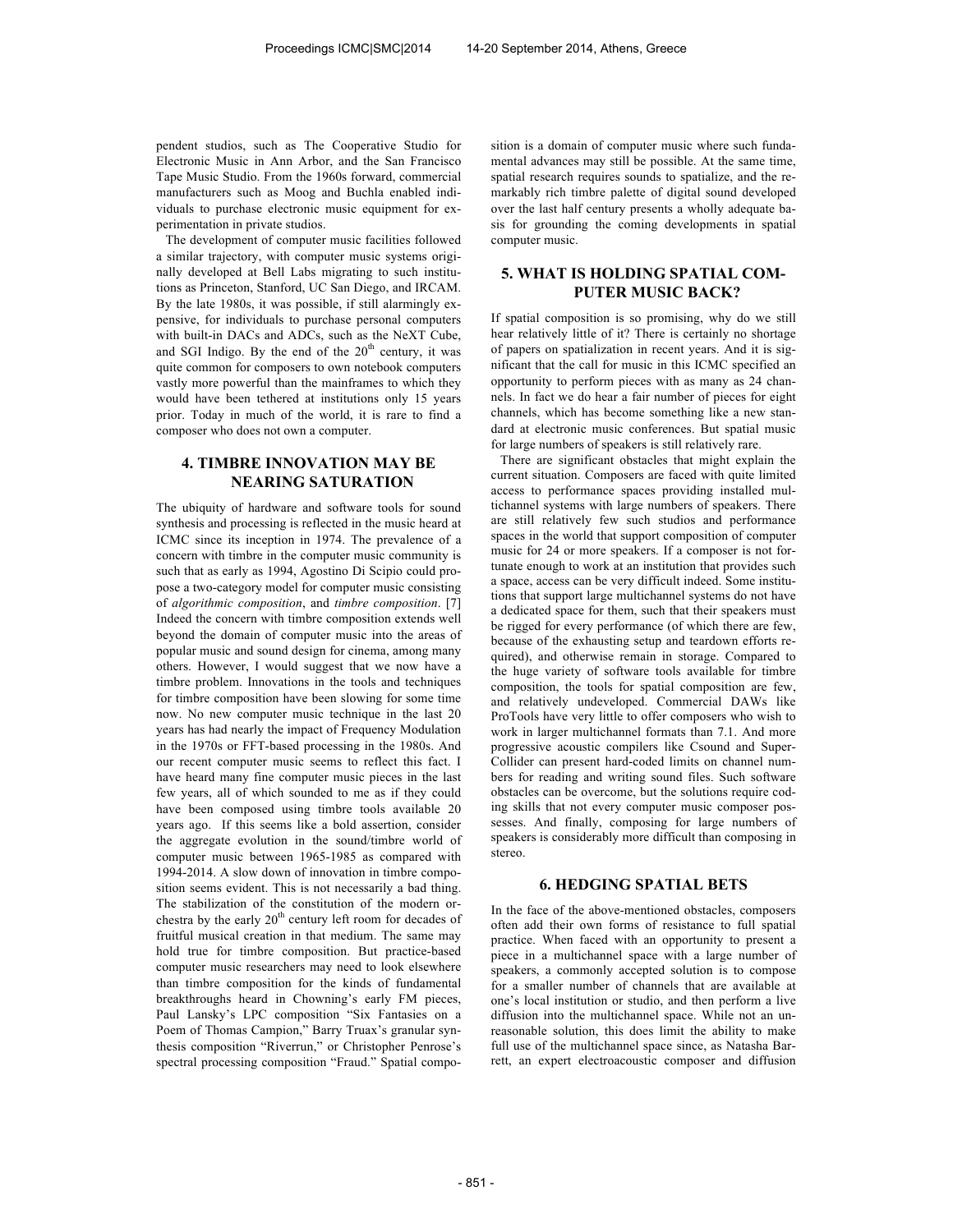pendent studios, such as The Cooperative Studio for Electronic Music in Ann Arbor, and the San Francisco Tape Music Studio. From the 1960s forward, commercial manufacturers such as Moog and Buchla enabled individuals to purchase electronic music equipment for experimentation in private studios.

The development of computer music facilities followed a similar trajectory, with computer music systems originally developed at Bell Labs migrating to such institutions as Princeton, Stanford, UC San Diego, and IRCAM. By the late 1980s, it was possible, if still alarmingly expensive, for individuals to purchase personal computers with built-in DACs and ADCs, such as the NeXT Cube, and SGI Indigo. By the end of the 20th century, it was quite common for composers to own notebook computers vastly more powerful than the mainframes to which they would have been tethered at institutions only 15 years prior. Today in much of the world, it is rare to find a composer who does not own a computer.

## 4. TIMBRE INNOVATION MAY BE NEARING SATURATION

The ubiquity of hardware and software tools for sound synthesis and processing is reflected in the music heard at ICMC since its inception in 1974. The prevalence of a concern with timbre in the computer music community is such that as early as 1994, Agostino Di Scipio could propose a two-category model for computer music consisting of *algorithmic composition*, and *timbre composition*. [7] Indeed the concern with timbre composition extends well beyond the domain of computer music into the areas of popular music and sound design for cinema, among many others. However, I would suggest that we now have a timbre problem. Innovations in the tools and techniques for timbre composition have been slowing for some time now. No new computer music technique in the last 20 years has had nearly the impact of Frequency Modulation in the 1970s or FFT-based processing in the 1980s. And our recent computer music seems to reflect this fact. I have heard many fine computer music pieces in the last few years, all of which sounded to me as if they could have been composed using timbre tools available 20 years ago. If this seems like a bold assertion, consider the aggregate evolution in the sound/timbre world of computer music between 1965-1985 as compared with 1994-2014. A slow down of innovation in timbre composition seems evident. This is not necessarily a bad thing. The stabilization of the constitution of the modern orchestra by the early 20th century left room for decades of fruitful musical creation in that medium. The same may hold true for timbre composition. But practice-based computer music researchers may need to look elsewhere than timbre composition for the kinds of fundamental breakthroughs heard in Chowning's early FM pieces, Paul Lansky's LPC composition "Six Fantasies on a Poem of Thomas Campion," Barry Truax's granular synthesis composition "Riverrun," or Christopher Penrose's spectral processing composition "Fraud." Spatial composition is a domain of computer music where such fundamental advances may still be possible. At the same time, spatial research requires sounds to spatialize, and the remarkably rich timbre palette of digital sound developed over the last half century presents a wholly adequate basis for grounding the coming developments in spatial computer music.

## 5. WHAT IS HOLDING SPATIAL COMPUTER MUSIC BACK?

If spatial composition is so promising, why do we still hear relatively little of it? There is certainly no shortage of papers on spatialization in recent years. And it is significant that the call for music in this ICMC specified an opportunity to perform pieces with as many as 24 channels. In fact we do hear a fair number of pieces for eight channels, which has become something like a new standard at electronic music conferences. But spatial music for large numbers of speakers is still relatively rare.

There are significant obstacles that might explain the current situation. Composers are faced with quite limited access to performance spaces providing installed multichannel systems with large numbers of speakers. There are still relatively few such studios and performance spaces in the world that support composition of computer music for 24 or more speakers. If a composer is not fortunate enough to work at an institution that provides such a space, access can be very difficult indeed. Some institutions that support large multichannel systems do not have a dedicated space for them, such that their speakers must be rigged for every performance (of which there are few, because of the exhausting setup and teardown efforts required), and otherwise remain in storage. Compared to the huge variety of software tools available for timbre composition, the tools for spatial composition are few, and relatively undeveloped. Commercial DAWs like ProTools have very little to offer composers who wish to work in larger multichannel formats than 7.1. And more progressive acoustic compilers like Csound and SuperCollider can present hard-coded limits on channel numbers for reading and writing sound files. Such software obstacles can be overcome, but the solutions require coding skills that not every computer music composer possesses. And finally, composing for large numbers of speakers is considerably more difficult than composing in stereo.

## 6. HEDGING SPATIAL BETS

In the face of the above-mentioned obstacles, composers often add their own forms of resistance to full spatial practice. When faced with an opportunity to present a piece in a multichannel space with a large number of speakers, a commonly accepted solution is to compose for a smaller number of channels that are available at one's local institution or studio, and then perform a live diffusion into the multichannel space. While not an unreasonable solution, this does limit the ability to make full use of the multichannel space since, as Natasha Barrett, an expert electroacoustic composer and diffusion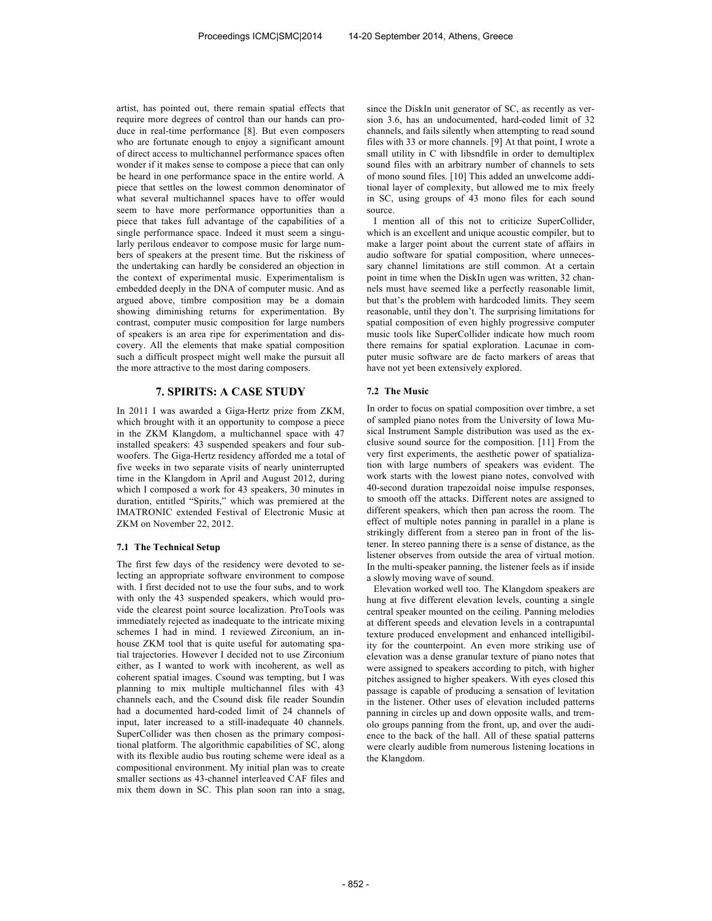artist, has pointed out, there remain spatial effects that require more degrees of control than our hands can produce in real-time performance [8]. But even composers who are fortunate enough to enjoy a significant amount of direct access to multichannel performance spaces often wonder if it makes sense to compose a piece that can only be heard in one performance space in the entire world. A piece that settles on the lowest common denominator of what several multichannel spaces have to offer would seem to have more performance opportunities than a piece that takes full advantage of the capabilities of a single performance space. Indeed it must seem a singularly perilous endeavor to compose music for large numbers of speakers at the present time. But the riskiness of the undertaking can hardly be considered an objection in the context of experimental music. Experimentalism is embedded deeply in the DNA of computer music. And as argued above, timbre composition may be a domain showing diminishing returns for experimentation. By contrast, computer music composition for large numbers of speakers is an area ripe for experimentation and discovery. All the elements that make spatial composition such a difficult prospect might well make the pursuit all the more attractive to the most daring composers.

## 7. SPIRITS: A CASE STUDY

In 2011 I was awarded a Giga-Hertz prize from ZKM, which brought with it an opportunity to compose a piece in the ZKM Klangdom, a multichannel space with 47 installed speakers: 43 suspended speakers and four subwoofers. The Giga-Hertz residency afforded me a total of five weeks in two separate visits of nearly uninterrupted time in the Klangdom in April and August 2012, during which I composed a work for 43 speakers, 30 minutes in duration, entitled "Spirits," which was premiered at the IMATRONIC extended Festival of Electronic Music at ZKM on November 22, 2012.

### 7.1 The Technical Setup

The first few days of the residency were devoted to selecting an appropriate software environment to compose with. I first decided not to use the four subs, and to work with only the 43 suspended speakers, which would provide the clearest point source localization. ProTools was immediately rejected as inadequate to the intricate mixing schemes I had in mind. I reviewed Zirconium, an in-house ZKM tool that is quite useful for automating spatial trajectories. However I decided not to use Zirconium either, as I wanted to work with incoherent, as well as coherent spatial images. Csound was tempting, but I was planning to mix multiple multichannel files with 43 channels each, and the Csound disk file reader Soundin had a documented hard-coded limit of 24 channels of input, later increased to a still-inadequate 40 channels. SuperCollider was then chosen as the primary compositional platform. The algorithmic capabilities of SC, along with its flexible audio bus routing scheme were ideal as a compositional environment. My initial plan was to create smaller sections as 43-channel interleaved CAF files and mix them down in SC. This plan soon ran into a snag, since the DiskIn unit generator of SC, as recently as version 3.6, has an undocumented, hard-coded limit of 32 channels, and fails silently when attempting to read sound files with 33 or more channels. [9] At that point, I wrote a small utility in C with libsndfile in order to demultiplex sound files with an arbitrary number of channels to sets of mono sound files. [10] This added an unwelcome additional layer of complexity, but allowed me to mix freely in SC, using groups of 43 mono files for each sound source.

I mention all of this not to criticize SuperCollider, which is an excellent and unique acoustic compiler, but to make a larger point about the current state of affairs in audio software for spatial composition, where unnecessary channel limitations are still common. At a certain point in time when the DiskIn ugen was written, 32 channels must have seemed like a perfectly reasonable limit, but that's the problem with hardcoded limits. They seem reasonable, until they don't. The surprising limitations for spatial composition of even highly progressive computer music tools like SuperCollider indicate how much room there remains for spatial exploration. Lacunae in computer music software are de facto markers of areas that have not yet been extensively explored.

### 7.2 The Music

In order to focus on spatial composition over timbre, a set of sampled piano notes from the University of Iowa Musical Instrument Sample distribution was used as the exclusive sound source for the composition. [11] From the very first experiments, the aesthetic power of spatialization with large numbers of speakers was evident. The work starts with the lowest piano notes, convolved with 40-second duration trapezoidal noise impulse responses, to smooth off the attacks. Different notes are assigned to different speakers, which then pan across the room. The effect of multiple notes panning in parallel in a plane is strikingly different from a stereo pan in front of the listener. In stereo panning there is a sense of distance, as the listener observes from outside the area of virtual motion. In the multi-speaker panning, the listener feels as if inside a slowly moving wave of sound.

Elevation worked well too. The Klangdom speakers are hung at five different elevation levels, counting a single central speaker mounted on the ceiling. Panning melodies at different speeds and elevation levels in a contrapuntal texture produced envelopment and enhanced intelligibility for the counterpoint. An even more striking use of elevation was a dense granular texture of piano notes that were assigned to speakers according to pitch, with higher pitches assigned to higher speakers. With eyes closed this passage is capable of producing a sensation of levitation in the listener. Other uses of elevation included patterns panning in circles up and down opposite walls, and tremolo groups panning from the front, up, and over the audience to the back of the hall. All of these spatial patterns were clearly audible from numerous listening locations in the Klangdom.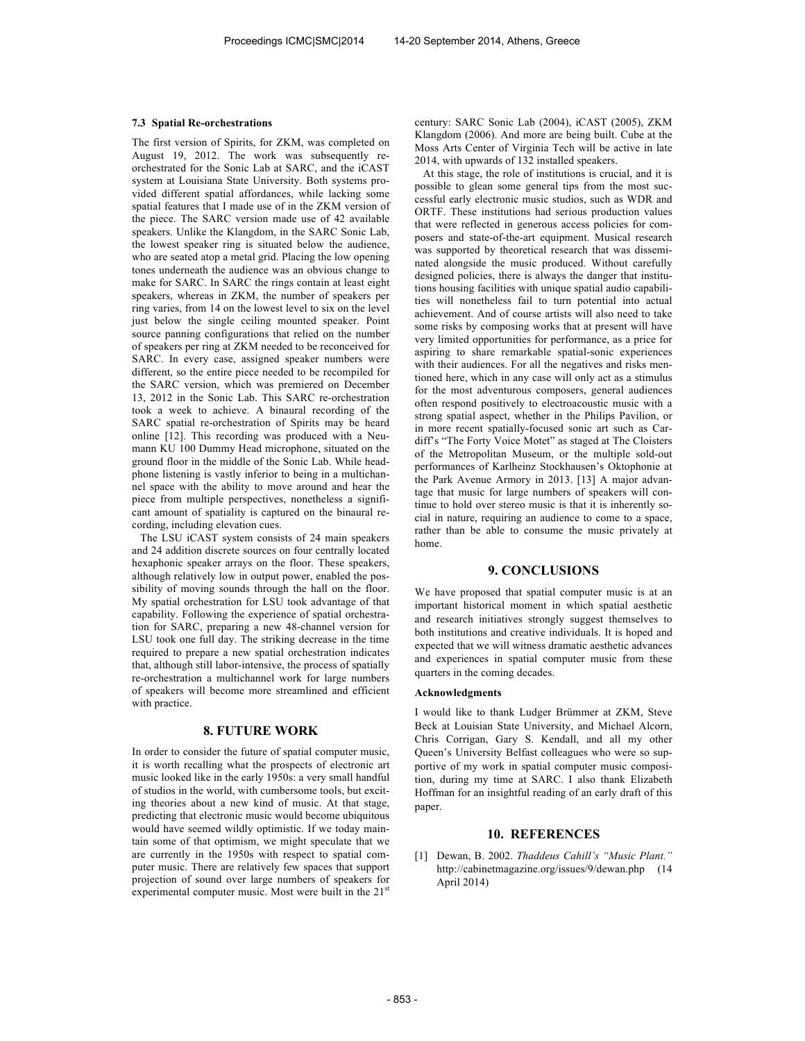### 7.3 Spatial Re-orchestrations

The first version of Spirits, for ZKM, was completed on August 19, 2012. The work was subsequently re-orchestrated for the Sonic Lab at SARC, and the iCAST system at Louisiana State University. Both systems provided different spatial affordances, while lacking some spatial features that I made use of in the ZKM version of the piece. The SARC version made use of 42 available speakers. Unlike the Klangdom, in the SARC Sonic Lab, the lowest speaker ring is situated below the audience, who are seated atop a metal grid. Placing the low opening tones underneath the audience was an obvious change to make for SARC. In SARC the rings contain at least eight speakers, whereas in ZKM, the number of speakers per ring varies, from 14 on the lowest level to six on the level just below the single ceiling mounted speaker. Point source panning configurations that relied on the number of speakers per ring at ZKM needed to be reconceived for SARC. In every case, assigned speaker numbers were different, so the entire piece needed to be recompiled for the SARC version, which was premiered on December 13, 2012 in the Sonic Lab. This SARC re-orchestration took a week to achieve. A binaural recording of the SARC spatial re-orchestration of Spirits may be heard online [12]. This recording was produced with a Neumann KU 100 Dummy Head microphone, situated on the ground floor in the middle of the Sonic Lab. While headphone listening is vastly inferior to being in a multichannel space with the ability to move around and hear the piece from multiple perspectives, nonetheless a significant amount of spatiality is captured on the binaural recording, including elevation cues.

The LSU iCAST system consists of 24 main speakers and 24 addition discrete sources on four centrally located hexaphonic speaker arrays on the floor. These speakers, although relatively low in output power, enabled the possibility of moving sounds through the hall on the floor. My spatial orchestration for LSU took advantage of that capability. Following the experience of spatial orchestration for SARC, preparing a new 48-channel version for LSU took one full day. The striking decrease in the time required to prepare a new spatial orchestration indicates that, although still labor-intensive, the process of spatially re-orchestration a multichannel work for large numbers of speakers will become more streamlined and efficient with practice.

## 8. FUTURE WORK

In order to consider the future of spatial computer music, it is worth recalling what the prospects of electronic art music looked like in the early 1950s: a very small handful of studios in the world, with cumbersome tools, but exciting theories about a new kind of music. At that stage, predicting that electronic music would become ubiquitous would have seemed wildly optimistic. If we today maintain some of that optimism, we might speculate that we are currently in the 1950s with respect to spatial computer music. There are relatively few spaces that support projection of sound over large numbers of speakers for experimental computer music. Most were built in the 21st century: SARC Sonic Lab (2004), iCAST (2005), ZKM Klangdom (2006). And more are being built. Cube at the Moss Arts Center of Virginia Tech will be active in late 2014, with upwards of 132 installed speakers.

At this stage, the role of institutions is crucial, and it is possible to glean some general tips from the most successful early electronic music studios, such as WDR and ORTF. These institutions had serious production values that were reflected in generous access policies for composers and state-of-the-art equipment. Musical research was supported by theoretical research that was disseminated alongside the music produced. Without carefully designed policies, there is always the danger that institutions housing facilities with unique spatial audio capabilities will nonetheless fail to turn potential into actual achievement. And of course artists will also need to take some risks by composing works that at present will have very limited opportunities for performance, as a price for aspiring to share remarkable spatial-sonic experiences with their audiences. For all the negatives and risks mentioned here, which in any case will only act as a stimulus for the most adventurous composers, general audiences often respond positively to electroacoustic music with a strong spatial aspect, whether in the Philips Pavilion, or in more recent spatially-focused sonic art such as Cardiff's "The Forty Voice Motet" as staged at The Cloisters of the Metropolitan Museum, or the multiple sold-out performances of Karlheinz Stockhausen's Oktophonie at the Park Avenue Armory in 2013. [13] A major advantage that music for large numbers of speakers will continue to hold over stereo music is that it is inherently social in nature, requiring an audience to come to a space, rather than be able to consume the music privately at home.

## 9. CONCLUSIONS

We have proposed that spatial computer music is at an important historical moment in which spatial aesthetic and research initiatives strongly suggest themselves to both institutions and creative individuals. It is hoped and expected that we will witness dramatic aesthetic advances and experiences in spatial computer music from these quarters in the coming decades.

#### Acknowledgments

I would like to thank Ludger Brümmer at ZKM, Steve Beck at Louisian State University, and Michael Alcorn, Chris Corrigan, Gary S. Kendall, and all my other Queen's University Belfast colleagues who were so supportive of my work in spatial computer music composition, during my time at SARC. I also thank Elizabeth Hoffman for an insightful reading of an early draft of this paper.

## 10. REFERENCES

[1] Dewan, B. 2002. *Thaddeus Cahill's "Music Plant."* http://cabinetmagazine.org/issues/9/dewan.php (14 April 2014)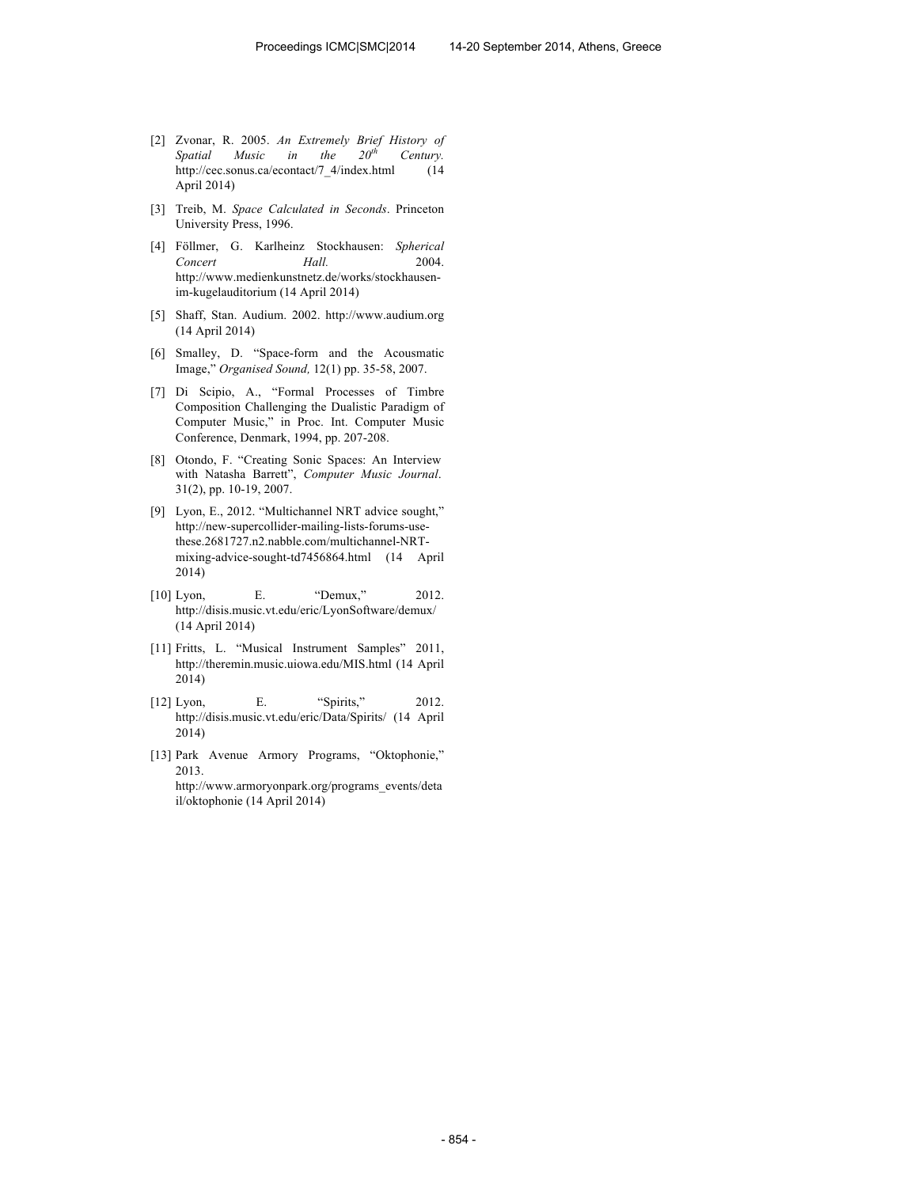[2] Zvonar, R. 2005. *An Extremely Brief History of Spatial Music in the 20th Century.* http://cec.sonus.ca/econtact/7_4/index.html (14 April 2014)

[3] Treib, M. *Space Calculated in Seconds*. Princeton University Press, 1996.

[4] Föllmer, G. Karlheinz Stockhausen: *Spherical Concert Hall.* 2004. http://www.medienkunstnetz.de/works/stockhausen-im-kugelauditorium (14 April 2014)

[5] Shaff, Stan. Audium. 2002. http://www.audium.org (14 April 2014)

[6] Smalley, D. "Space-form and the Acousmatic Image," *Organised Sound,* 12(1) pp. 35-58, 2007.

[7] Di Scipio, A., "Formal Processes of Timbre Composition Challenging the Dualistic Paradigm of Computer Music," in Proc. Int. Computer Music Conference, Denmark, 1994, pp. 207-208.

[8] Otondo, F. "Creating Sonic Spaces: An Interview with Natasha Barrett", *Computer Music Journal*. 31(2), pp. 10-19, 2007.

[9] Lyon, E., 2012. "Multichannel NRT advice sought," http://new-supercollider-mailing-lists-forums-use-these.2681727.n2.nabble.com/multichannel-NRT-mixing-advice-sought-td7456864.html (14 April 2014)

[10] Lyon, E. "Demux," 2012. http://disis.music.vt.edu/eric/LyonSoftware/demux/ (14 April 2014)

[11] Fritts, L. "Musical Instrument Samples" 2011, http://theremin.music.uiowa.edu/MIS.html (14 April 2014)

[12] Lyon, E. "Spirits," 2012. http://disis.music.vt.edu/eric/Data/Spirits/ (14 April 2014)

[13] Park Avenue Armory Programs, "Oktophonie," 2013. http://www.armoryonpark.org/programs_events/detail/oktophonie (14 April 2014)